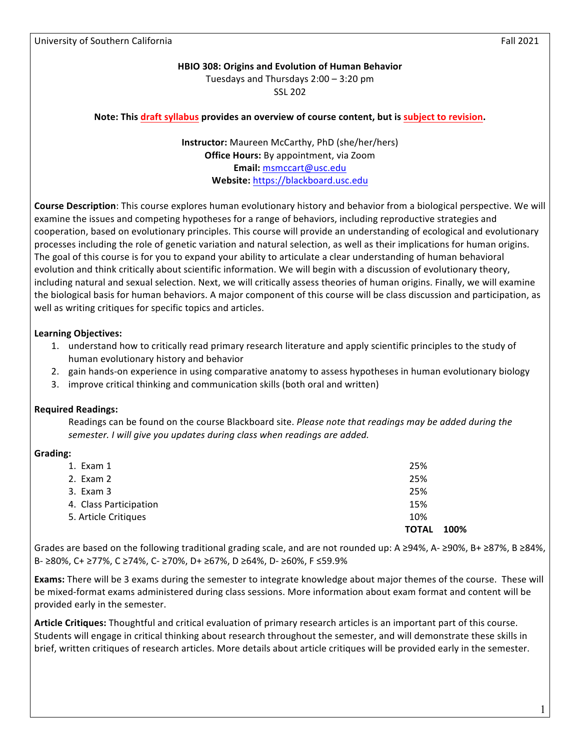University of Southern California Fall 2021

# HBIO 308: Origins and Evolution of Human Behavior

Tuesdays and Thursdays 2:00 – 3:20 pm
SSL 202

**Note: This draft syllabus provides an overview of course content, but is subject to revision.**

**Instructor:** Maureen McCarthy, PhD (she/her/hers)
**Office Hours:** By appointment, via Zoom
**Email:** msmccart@usc.edu
**Website:** https://blackboard.usc.edu

**Course Description**: This course explores human evolutionary history and behavior from a biological perspective. We will examine the issues and competing hypotheses for a range of behaviors, including reproductive strategies and cooperation, based on evolutionary principles. This course will provide an understanding of ecological and evolutionary processes including the role of genetic variation and natural selection, as well as their implications for human origins. The goal of this course is for you to expand your ability to articulate a clear understanding of human behavioral evolution and think critically about scientific information. We will begin with a discussion of evolutionary theory, including natural and sexual selection. Next, we will critically assess theories of human origins. Finally, we will examine the biological basis for human behaviors. A major component of this course will be class discussion and participation, as well as writing critiques for specific topics and articles.

**Learning Objectives:**

1. understand how to critically read primary research literature and apply scientific principles to the study of human evolutionary history and behavior
2. gain hands-on experience in using comparative anatomy to assess hypotheses in human evolutionary biology
3. improve critical thinking and communication skills (both oral and written)

**Required Readings:**

Readings can be found on the course Blackboard site. *Please note that readings may be added during the semester. I will give you updates during class when readings are added.*

**Grading:**

| | |
|---|---|
| 1. Exam 1 | 25% |
| 2. Exam 2 | 25% |
| 3. Exam 3 | 25% |
| 4. Class Participation | 15% |
| 5. Article Critiques | 10% |
| | **TOTAL 100%** |

Grades are based on the following traditional grading scale, and are not rounded up: A ≥94%, A- ≥90%, B+ ≥87%, B ≥84%, B- ≥80%, C+ ≥77%, C ≥74%, C- ≥70%, D+ ≥67%, D ≥64%, D- ≥60%, F ≤59.9%

**Exams:** There will be 3 exams during the semester to integrate knowledge about major themes of the course. These will be mixed-format exams administered during class sessions. More information about exam format and content will be provided early in the semester.

**Article Critiques:** Thoughtful and critical evaluation of primary research articles is an important part of this course. Students will engage in critical thinking about research throughout the semester, and will demonstrate these skills in brief, written critiques of research articles. More details about article critiques will be provided early in the semester.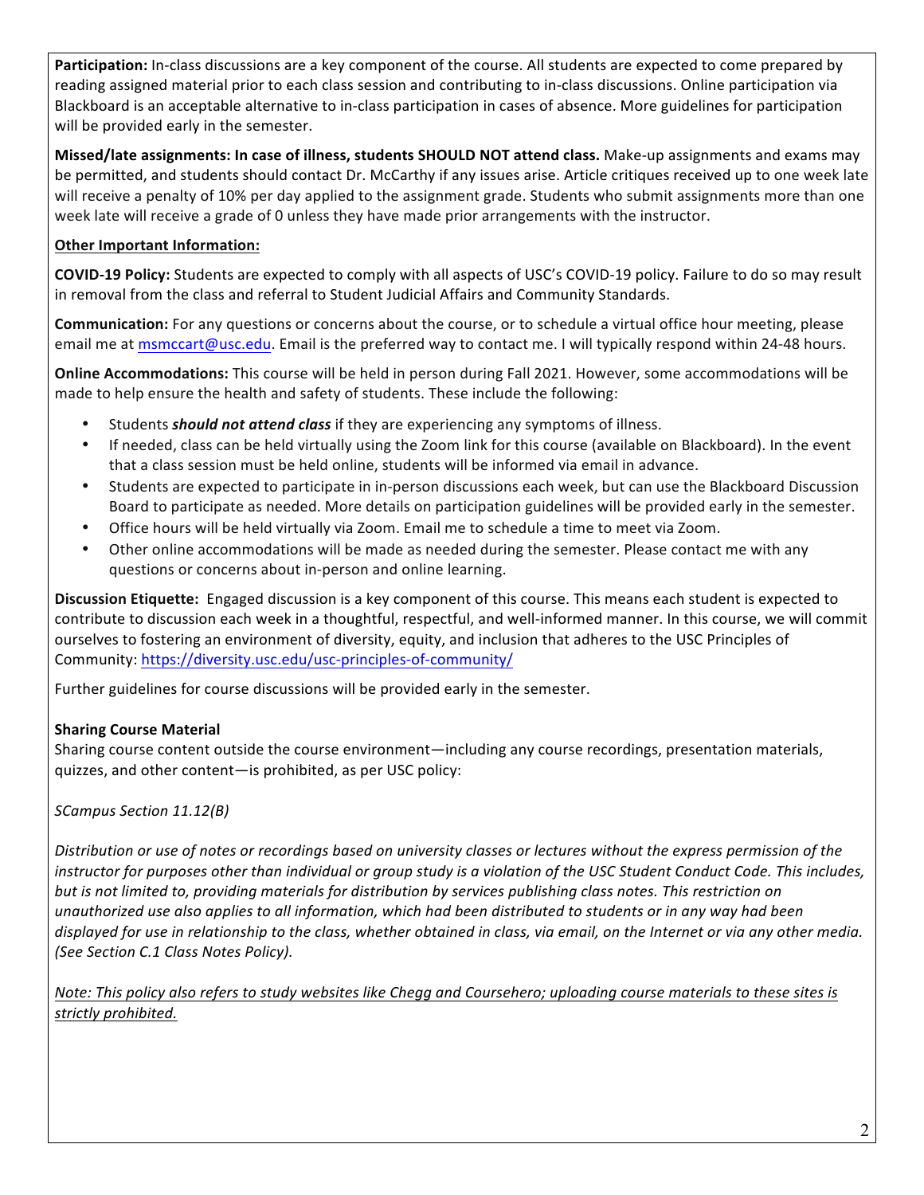**Participation:** In-class discussions are a key component of the course. All students are expected to come prepared by reading assigned material prior to each class session and contributing to in-class discussions. Online participation via Blackboard is an acceptable alternative to in-class participation in cases of absence. More guidelines for participation will be provided early in the semester.

**Missed/late assignments: In case of illness, students SHOULD NOT attend class.** Make-up assignments and exams may be permitted, and students should contact Dr. McCarthy if any issues arise. Article critiques received up to one week late will receive a penalty of 10% per day applied to the assignment grade. Students who submit assignments more than one week late will receive a grade of 0 unless they have made prior arrangements with the instructor.

**Other Important Information:**

**COVID-19 Policy:** Students are expected to comply with all aspects of USC's COVID-19 policy. Failure to do so may result in removal from the class and referral to Student Judicial Affairs and Community Standards.

**Communication:** For any questions or concerns about the course, or to schedule a virtual office hour meeting, please email me at msmccart@usc.edu. Email is the preferred way to contact me. I will typically respond within 24-48 hours.

**Online Accommodations:** This course will be held in person during Fall 2021. However, some accommodations will be made to help ensure the health and safety of students. These include the following:

- Students ***should not attend class*** if they are experiencing any symptoms of illness.
- If needed, class can be held virtually using the Zoom link for this course (available on Blackboard). In the event that a class session must be held online, students will be informed via email in advance.
- Students are expected to participate in in-person discussions each week, but can use the Blackboard Discussion Board to participate as needed. More details on participation guidelines will be provided early in the semester.
- Office hours will be held virtually via Zoom. Email me to schedule a time to meet via Zoom.
- Other online accommodations will be made as needed during the semester. Please contact me with any questions or concerns about in-person and online learning.

**Discussion Etiquette:** Engaged discussion is a key component of this course. This means each student is expected to contribute to discussion each week in a thoughtful, respectful, and well-informed manner. In this course, we will commit ourselves to fostering an environment of diversity, equity, and inclusion that adheres to the USC Principles of Community: https://diversity.usc.edu/usc-principles-of-community/

Further guidelines for course discussions will be provided early in the semester.

**Sharing Course Material**

Sharing course content outside the course environment—including any course recordings, presentation materials, quizzes, and other content—is prohibited, as per USC policy:

*SCampus Section 11.12(B)*

*Distribution or use of notes or recordings based on university classes or lectures without the express permission of the instructor for purposes other than individual or group study is a violation of the USC Student Conduct Code. This includes, but is not limited to, providing materials for distribution by services publishing class notes. This restriction on unauthorized use also applies to all information, which had been distributed to students or in any way had been displayed for use in relationship to the class, whether obtained in class, via email, on the Internet or via any other media. (See Section C.1 Class Notes Policy).*

*Note: This policy also refers to study websites like Chegg and Coursehero; uploading course materials to these sites is strictly prohibited.*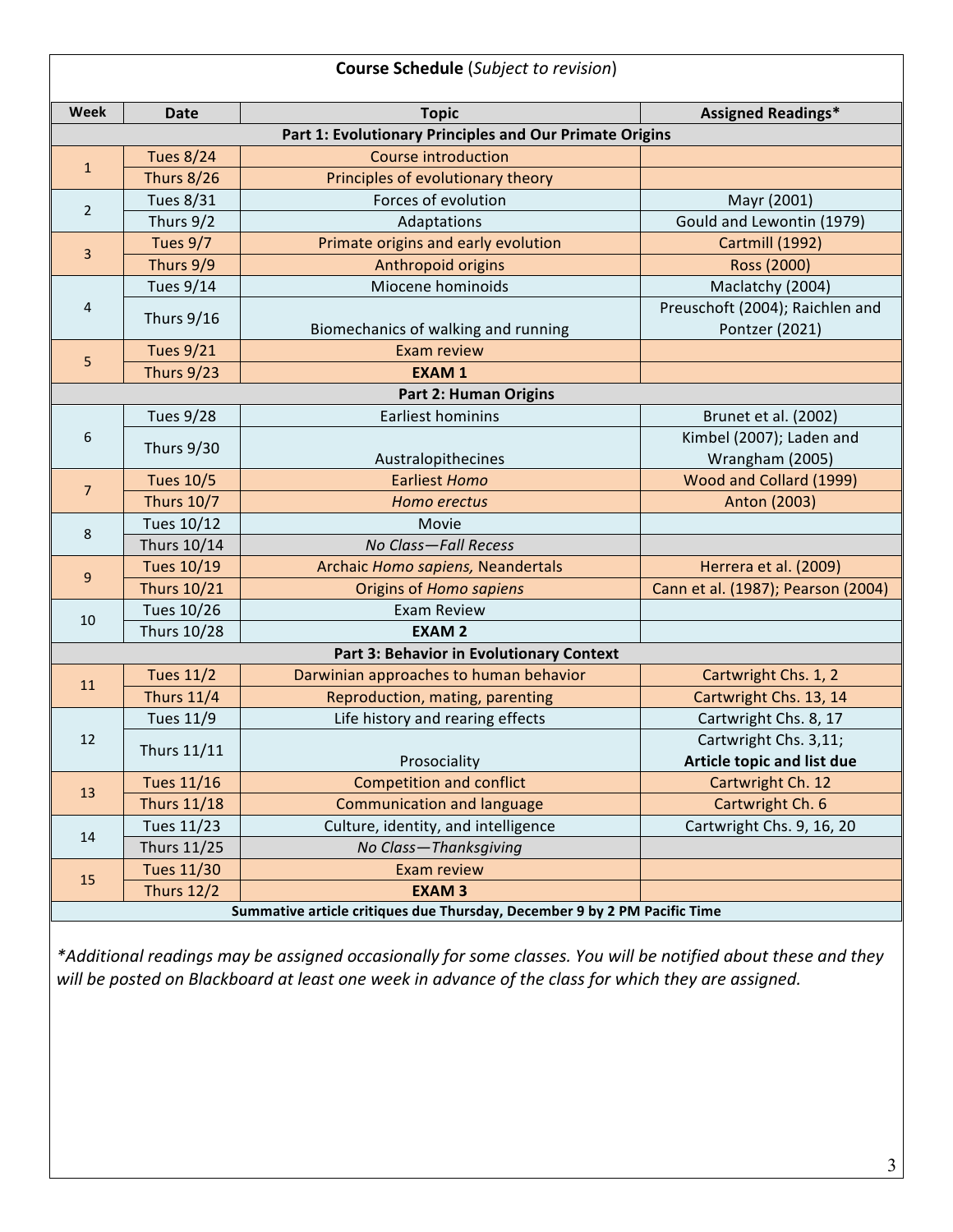**Course Schedule** (*Subject to revision*)

| Week | Date | Topic | Assigned Readings* |
|---|---|---|---|
| **Part 1: Evolutionary Principles and Our Primate Origins** | | | |
| 1 | Tues 8/24 | Course introduction | |
| | Thurs 8/26 | Principles of evolutionary theory | |
| 2 | Tues 8/31 | Forces of evolution | Mayr (2001) |
| | Thurs 9/2 | Adaptations | Gould and Lewontin (1979) |
| 3 | Tues 9/7 | Primate origins and early evolution | Cartmill (1992) |
| | Thurs 9/9 | Anthropoid origins | Ross (2000) |
| 4 | Tues 9/14 | Miocene hominoids | Maclatchy (2004) |
| | Thurs 9/16 | Biomechanics of walking and running | Preuschoft (2004); Raichlen and Pontzer (2021) |
| 5 | Tues 9/21 | Exam review | |
| | Thurs 9/23 | **EXAM 1** | |
| **Part 2: Human Origins** | | | |
| 6 | Tues 9/28 | Earliest hominins | Brunet et al. (2002) |
| | Thurs 9/30 | Australopithecines | Kimbel (2007); Laden and Wrangham (2005) |
| 7 | Tues 10/5 | Earliest *Homo* | Wood and Collard (1999) |
| | Thurs 10/7 | *Homo erectus* | Anton (2003) |
| 8 | Tues 10/12 | Movie | |
| | Thurs 10/14 | *No Class—Fall Recess* | |
| 9 | Tues 10/19 | Archaic *Homo sapiens,* Neandertals | Herrera et al. (2009) |
| | Thurs 10/21 | Origins of *Homo sapiens* | Cann et al. (1987); Pearson (2004) |
| 10 | Tues 10/26 | Exam Review | |
| | Thurs 10/28 | **EXAM 2** | |
| **Part 3: Behavior in Evolutionary Context** | | | |
| 11 | Tues 11/2 | Darwinian approaches to human behavior | Cartwright Chs. 1, 2 |
| | Thurs 11/4 | Reproduction, mating, parenting | Cartwright Chs. 13, 14 |
| 12 | Tues 11/9 | Life history and rearing effects | Cartwright Chs. 8, 17 |
| | Thurs 11/11 | Prosociality | Cartwright Chs. 3,11; **Article topic and list due** |
| 13 | Tues 11/16 | Competition and conflict | Cartwright Ch. 12 |
| | Thurs 11/18 | Communication and language | Cartwright Ch. 6 |
| 14 | Tues 11/23 | Culture, identity, and intelligence | Cartwright Chs. 9, 16, 20 |
| | Thurs 11/25 | *No Class—Thanksgiving* | |
| 15 | Tues 11/30 | Exam review | |
| | Thurs 12/2 | **EXAM 3** | |
| **Summative article critiques due Thursday, December 9 by 2 PM Pacific Time** | | | |

*\*Additional readings may be assigned occasionally for some classes. You will be notified about these and they will be posted on Blackboard at least one week in advance of the class for which they are assigned.*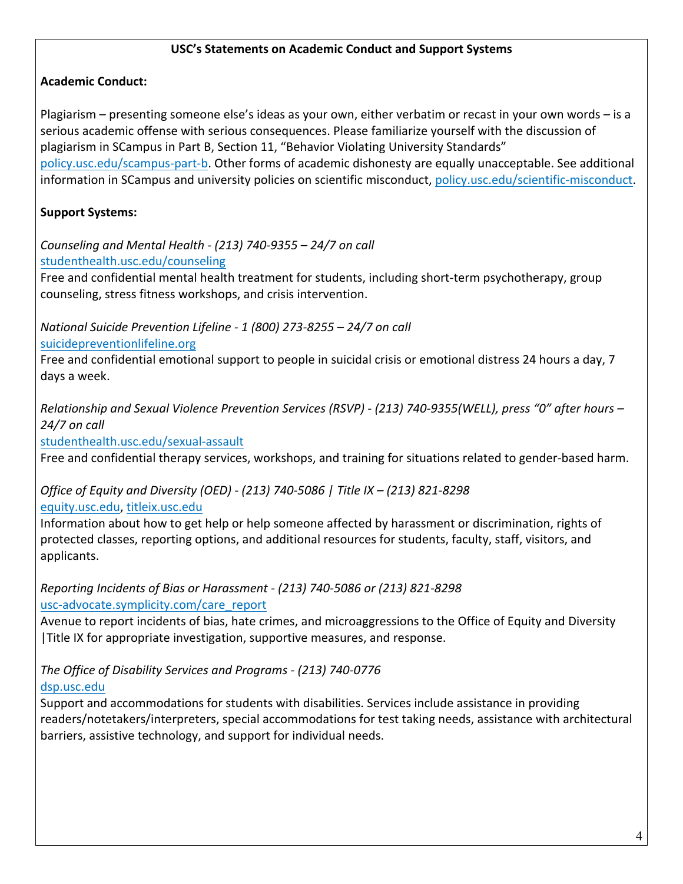**USC's Statements on Academic Conduct and Support Systems**

**Academic Conduct:**

Plagiarism – presenting someone else's ideas as your own, either verbatim or recast in your own words – is a serious academic offense with serious consequences. Please familiarize yourself with the discussion of plagiarism in SCampus in Part B, Section 11, "Behavior Violating University Standards" policy.usc.edu/scampus-part-b. Other forms of academic dishonesty are equally unacceptable. See additional information in SCampus and university policies on scientific misconduct, policy.usc.edu/scientific-misconduct.

**Support Systems:**

*Counseling and Mental Health - (213) 740-9355 – 24/7 on call*
studenthealth.usc.edu/counseling
Free and confidential mental health treatment for students, including short-term psychotherapy, group counseling, stress fitness workshops, and crisis intervention.

*National Suicide Prevention Lifeline - 1 (800) 273-8255 – 24/7 on call*
suicidepreventionlifeline.org
Free and confidential emotional support to people in suicidal crisis or emotional distress 24 hours a day, 7 days a week.

*Relationship and Sexual Violence Prevention Services (RSVP) - (213) 740-9355(WELL), press "0" after hours – 24/7 on call*
studenthealth.usc.edu/sexual-assault
Free and confidential therapy services, workshops, and training for situations related to gender-based harm.

*Office of Equity and Diversity (OED) - (213) 740-5086 | Title IX – (213) 821-8298*
equity.usc.edu, titleix.usc.edu
Information about how to get help or help someone affected by harassment or discrimination, rights of protected classes, reporting options, and additional resources for students, faculty, staff, visitors, and applicants.

*Reporting Incidents of Bias or Harassment - (213) 740-5086 or (213) 821-8298*
usc-advocate.symplicity.com/care_report
Avenue to report incidents of bias, hate crimes, and microaggressions to the Office of Equity and Diversity |Title IX for appropriate investigation, supportive measures, and response.

*The Office of Disability Services and Programs - (213) 740-0776*
dsp.usc.edu
Support and accommodations for students with disabilities. Services include assistance in providing readers/notetakers/interpreters, special accommodations for test taking needs, assistance with architectural barriers, assistive technology, and support for individual needs.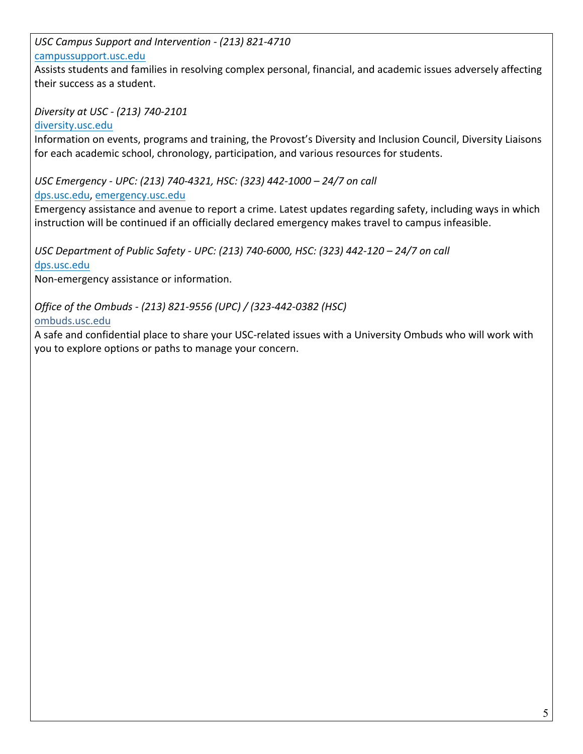*USC Campus Support and Intervention - (213) 821-4710*
campussupport.usc.edu
Assists students and families in resolving complex personal, financial, and academic issues adversely affecting their success as a student.

*Diversity at USC - (213) 740-2101*
diversity.usc.edu
Information on events, programs and training, the Provost's Diversity and Inclusion Council, Diversity Liaisons for each academic school, chronology, participation, and various resources for students.

*USC Emergency - UPC: (213) 740-4321, HSC: (323) 442-1000 – 24/7 on call*
dps.usc.edu, emergency.usc.edu
Emergency assistance and avenue to report a crime. Latest updates regarding safety, including ways in which instruction will be continued if an officially declared emergency makes travel to campus infeasible.

*USC Department of Public Safety - UPC: (213) 740-6000, HSC: (323) 442-120 – 24/7 on call*
dps.usc.edu
Non-emergency assistance or information.

*Office of the Ombuds - (213) 821-9556 (UPC) / (323-442-0382 (HSC)*
ombuds.usc.edu
A safe and confidential place to share your USC-related issues with a University Ombuds who will work with you to explore options or paths to manage your concern.